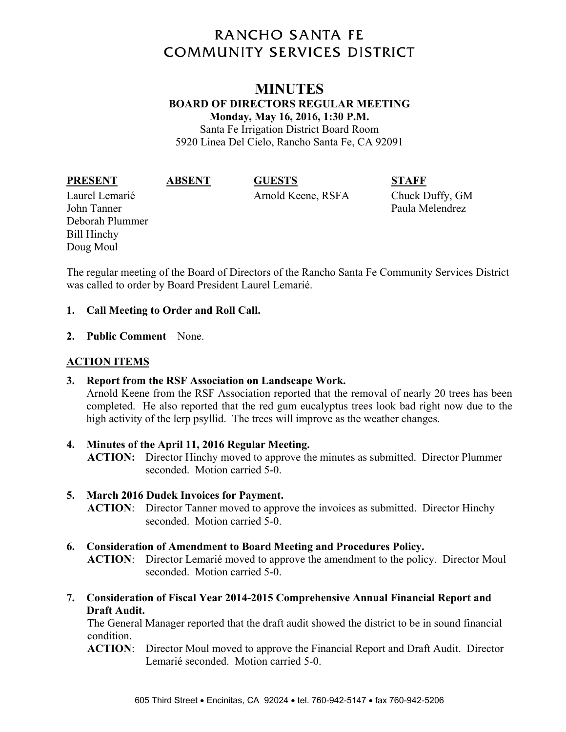# RANCHO SANTA FE COMMUNITY SERVICES DISTRICT

## MINUTES

**BOARD OF DIRECTORS REGULAR MEETING**
**Monday, May 16, 2016, 1:30 P.M.**
Santa Fe Irrigation District Board Room
5920 Linea Del Cielo, Rancho Santa Fe, CA 92091

| **PRESENT** | **ABSENT** | **GUESTS** | **STAFF** |
|---|---|---|---|
| Laurel Lemarié | | Arnold Keene, RSFA | Chuck Duffy, GM |
| John Tanner | | | Paula Melendrez |
| Deborah Plummer | | | |
| Bill Hinchy | | | |
| Doug Moul | | | |

The regular meeting of the Board of Directors of the Rancho Santa Fe Community Services District was called to order by Board President Laurel Lemarié.

1. **Call Meeting to Order and Roll Call.**

2. **Public Comment** – None.

**ACTION ITEMS**

3. **Report from the RSF Association on Landscape Work.**
   Arnold Keene from the RSF Association reported that the removal of nearly 20 trees has been completed. He also reported that the red gum eucalyptus trees look bad right now due to the high activity of the lerp psyllid. The trees will improve as the weather changes.

4. **Minutes of the April 11, 2016 Regular Meeting.**
   **ACTION:** Director Hinchy moved to approve the minutes as submitted. Director Plummer seconded. Motion carried 5-0.

5. **March 2016 Dudek Invoices for Payment.**
   **ACTION**: Director Tanner moved to approve the invoices as submitted. Director Hinchy seconded. Motion carried 5-0.

6. **Consideration of Amendment to Board Meeting and Procedures Policy.**
   **ACTION**: Director Lemarié moved to approve the amendment to the policy. Director Moul seconded. Motion carried 5-0.

7. **Consideration of Fiscal Year 2014-2015 Comprehensive Annual Financial Report and Draft Audit.**
   The General Manager reported that the draft audit showed the district to be in sound financial condition.
   **ACTION**: Director Moul moved to approve the Financial Report and Draft Audit. Director Lemarié seconded. Motion carried 5-0.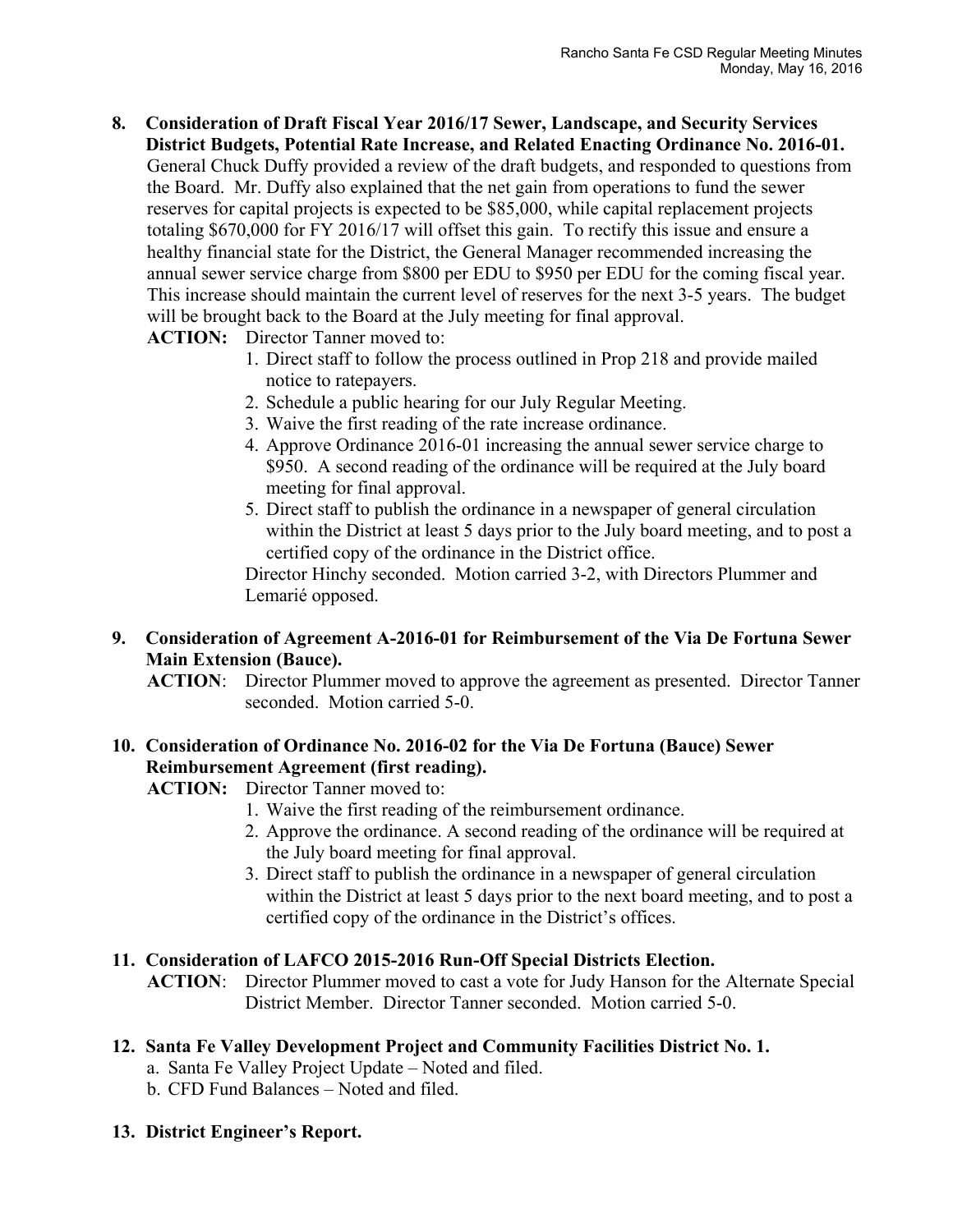8. **Consideration of Draft Fiscal Year 2016/17 Sewer, Landscape, and Security Services District Budgets, Potential Rate Increase, and Related Enacting Ordinance No. 2016-01.** General Chuck Duffy provided a review of the draft budgets, and responded to questions from the Board. Mr. Duffy also explained that the net gain from operations to fund the sewer reserves for capital projects is expected to be $85,000, while capital replacement projects totaling $670,000 for FY 2016/17 will offset this gain. To rectify this issue and ensure a healthy financial state for the District, the General Manager recommended increasing the annual sewer service charge from $800 per EDU to $950 per EDU for the coming fiscal year. This increase should maintain the current level of reserves for the next 3-5 years. The budget will be brought back to the Board at the July meeting for final approval.

   **ACTION:** Director Tanner moved to:

   1. Direct staff to follow the process outlined in Prop 218 and provide mailed notice to ratepayers.
   2. Schedule a public hearing for our July Regular Meeting.
   3. Waive the first reading of the rate increase ordinance.
   4. Approve Ordinance 2016-01 increasing the annual sewer service charge to $950. A second reading of the ordinance will be required at the July board meeting for final approval.
   5. Direct staff to publish the ordinance in a newspaper of general circulation within the District at least 5 days prior to the July board meeting, and to post a certified copy of the ordinance in the District office.

   Director Hinchy seconded. Motion carried 3-2, with Directors Plummer and Lemarié opposed.

9. **Consideration of Agreement A-2016-01 for Reimbursement of the Via De Fortuna Sewer Main Extension (Bauce).**

   **ACTION**: Director Plummer moved to approve the agreement as presented. Director Tanner seconded. Motion carried 5-0.

10. **Consideration of Ordinance No. 2016-02 for the Via De Fortuna (Bauce) Sewer Reimbursement Agreement (first reading).**

    **ACTION:** Director Tanner moved to:

    1. Waive the first reading of the reimbursement ordinance.
    2. Approve the ordinance. A second reading of the ordinance will be required at the July board meeting for final approval.
    3. Direct staff to publish the ordinance in a newspaper of general circulation within the District at least 5 days prior to the next board meeting, and to post a certified copy of the ordinance in the District's offices.

11. **Consideration of LAFCO 2015-2016 Run-Off Special Districts Election.**

    **ACTION**: Director Plummer moved to cast a vote for Judy Hanson for the Alternate Special District Member. Director Tanner seconded. Motion carried 5-0.

12. **Santa Fe Valley Development Project and Community Facilities District No. 1.**

    a. Santa Fe Valley Project Update – Noted and filed.

    b. CFD Fund Balances – Noted and filed.

13. **District Engineer's Report.**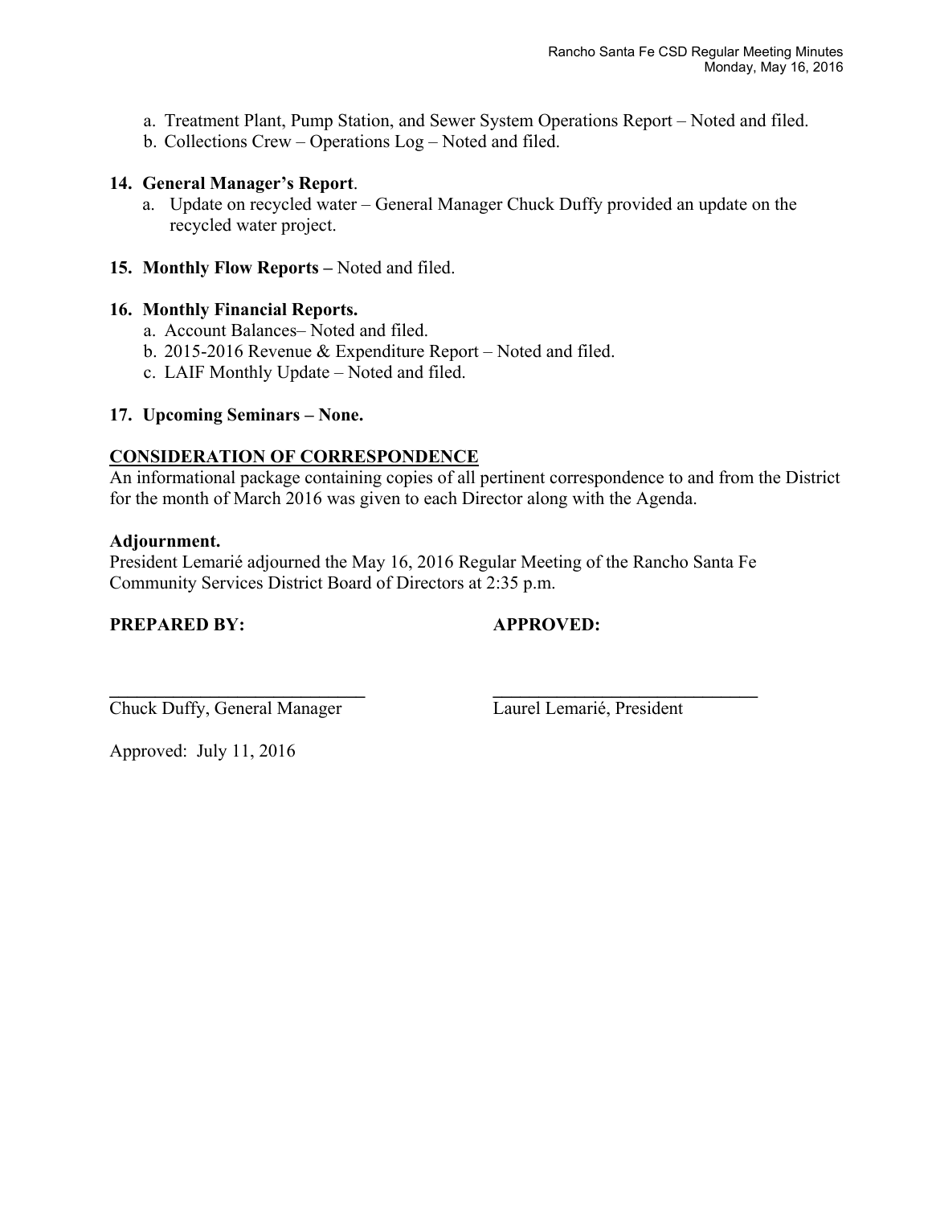a. Treatment Plant, Pump Station, and Sewer System Operations Report – Noted and filed.
b. Collections Crew – Operations Log – Noted and filed.

**14. General Manager's Report**.

a. Update on recycled water – General Manager Chuck Duffy provided an update on the recycled water project.

**15. Monthly Flow Reports –** Noted and filed.

**16. Monthly Financial Reports.**

a. Account Balances– Noted and filed.
b. 2015-2016 Revenue & Expenditure Report – Noted and filed.
c. LAIF Monthly Update – Noted and filed.

**17. Upcoming Seminars – None.**

**CONSIDERATION OF CORRESPONDENCE**

An informational package containing copies of all pertinent correspondence to and from the District for the month of March 2016 was given to each Director along with the Agenda.

**Adjournment.**

President Lemarié adjourned the May 16, 2016 Regular Meeting of the Rancho Santa Fe Community Services District Board of Directors at 2:35 p.m.

| | |
|---|---|
| **PREPARED BY:** | **APPROVED:** |
| ______________________________ | ______________________________ |
| Chuck Duffy, General Manager | Laurel Lemarié, President |

Approved: July 11, 2016